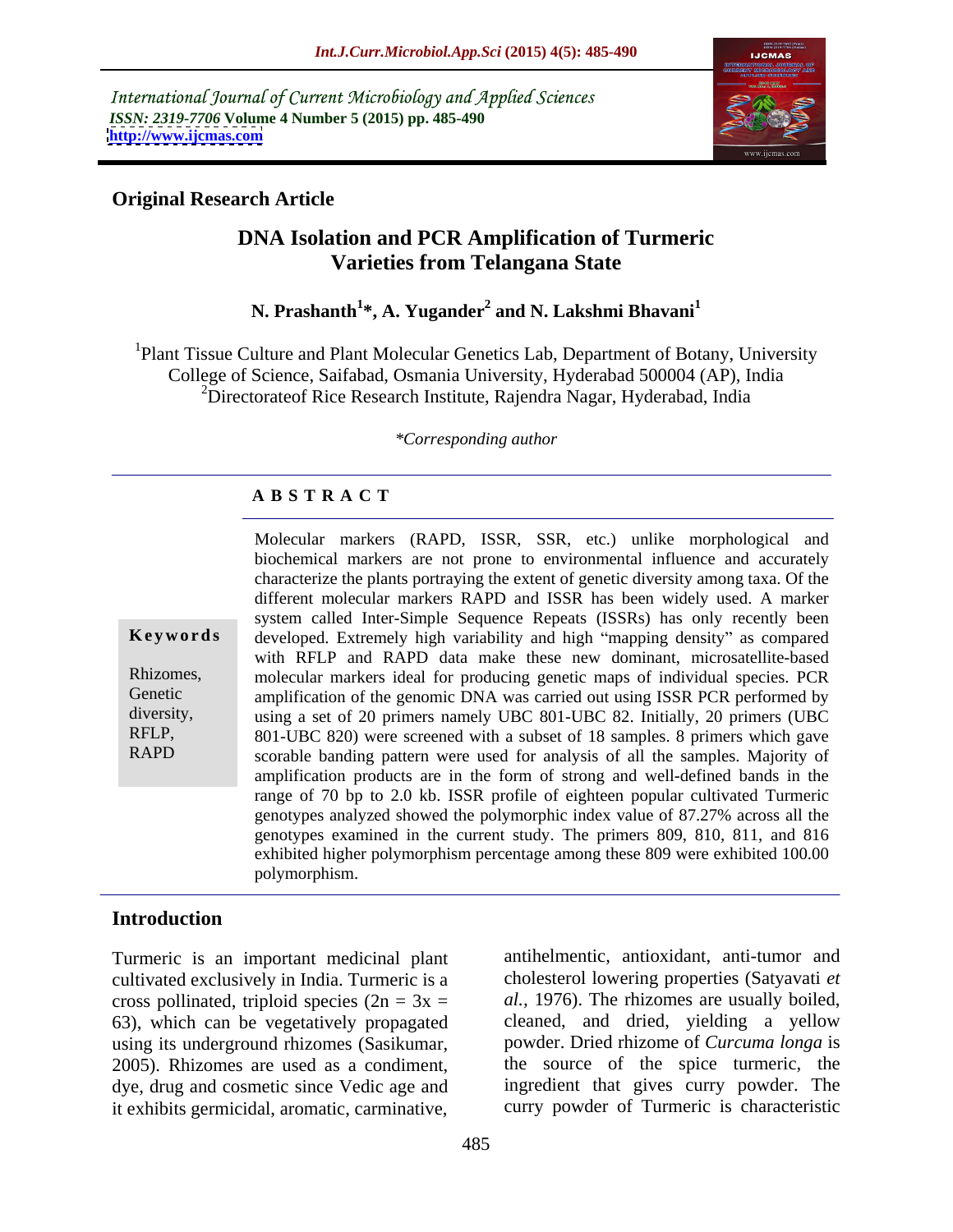International Journal of Current Microbiology and Applied Sciences
*ISSN: 2319-7706* **Volume 4 Number 5 (2015) pp. 485-490**
**http://www.ijcmas.com**

**Original Research Article**

# DNA Isolation and PCR Amplification of Turmeric Varieties from Telangana State

**N. Prashanth[1]*, A. Yugander[2] and N. Lakshmi Bhavani[1]**

[1]Plant Tissue Culture and Plant Molecular Genetics Lab, Department of Botany, University College of Science, Saifabad, Osmania University, Hyderabad 500004 (AP), India
[2]Directorateof Rice Research Institute, Rajendra Nagar, Hyderabad, India

*\*Corresponding author*

## ABSTRACT

**Keywords**

Rhizomes, Genetic diversity, RFLP, RAPD

Molecular markers (RAPD, ISSR, SSR, etc.) unlike morphological and biochemical markers are not prone to environmental influence and accurately characterize the plants portraying the extent of genetic diversity among taxa. Of the different molecular markers RAPD and ISSR has been widely used. A marker system called Inter-Simple Sequence Repeats (ISSRs) has only recently been developed. Extremely high variability and high "mapping density" as compared with RFLP and RAPD data make these new dominant, microsatellite-based molecular markers ideal for producing genetic maps of individual species. PCR amplification of the genomic DNA was carried out using ISSR PCR performed by using a set of 20 primers namely UBC 801-UBC 82. Initially, 20 primers (UBC 801-UBC 820) were screened with a subset of 18 samples. 8 primers which gave scorable banding pattern were used for analysis of all the samples. Majority of amplification products are in the form of strong and well-defined bands in the range of 70 bp to 2.0 kb. ISSR profile of eighteen popular cultivated Turmeric genotypes analyzed showed the polymorphic index value of 87.27% across all the genotypes examined in the current study. The primers 809, 810, 811, and 816 exhibited higher polymorphism percentage among these 809 were exhibited 100.00 polymorphism.

## Introduction

Turmeric is an important medicinal plant cultivated exclusively in India. Turmeric is a cross pollinated, triploid species ($2n = 3x = 63$), which can be vegetatively propagated using its underground rhizomes (Sasikumar, 2005). Rhizomes are used as a condiment, dye, drug and cosmetic since Vedic age and it exhibits germicidal, aromatic, carminative, antihelmentic, antioxidant, anti-tumor and cholesterol lowering properties (Satyavati *et al.,* 1976). The rhizomes are usually boiled, cleaned, and dried, yielding a yellow powder. Dried rhizome of *Curcuma longa* is the source of the spice turmeric, the ingredient that gives curry powder. The curry powder of Turmeric is characteristic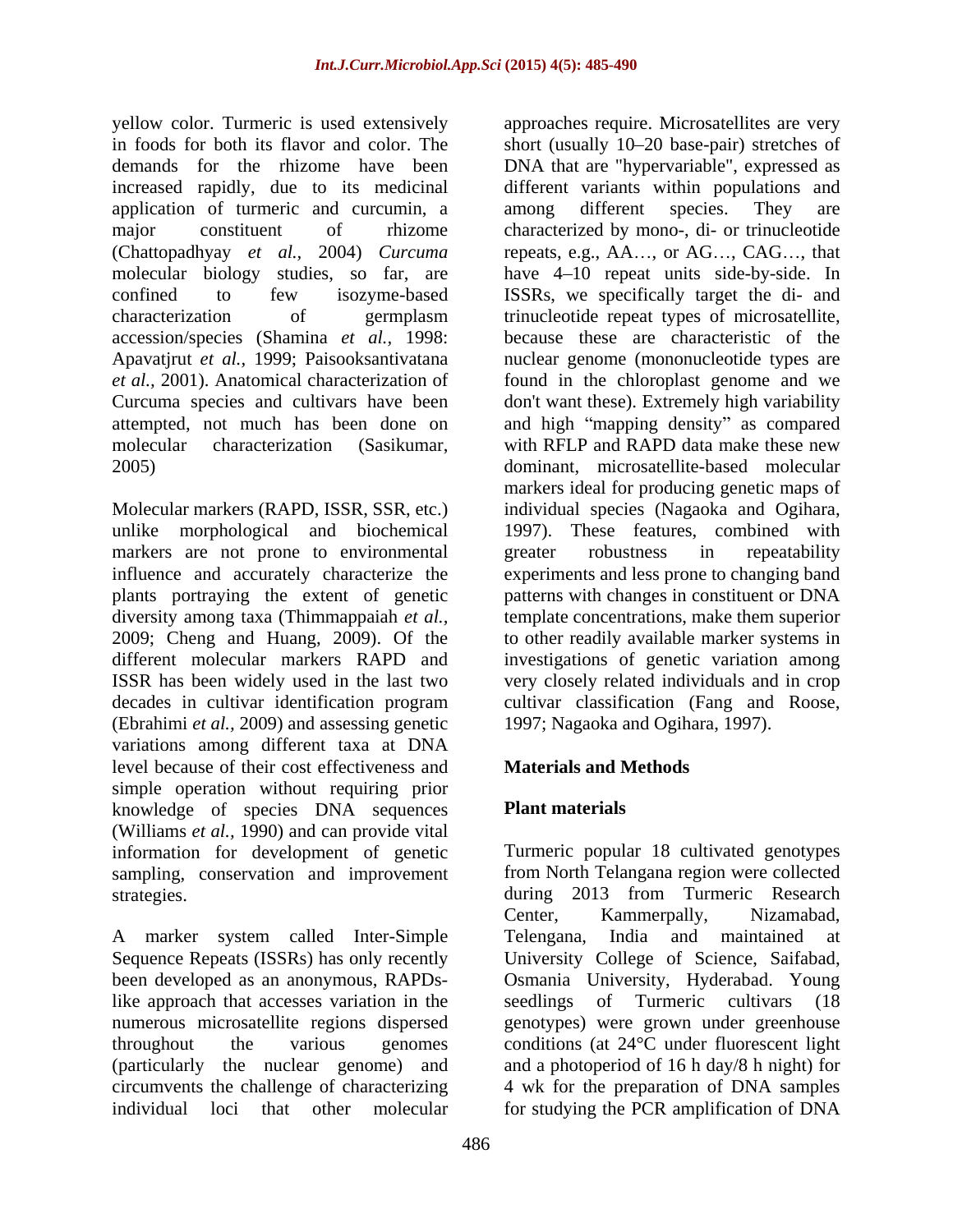yellow color. Turmeric is used extensively in foods for both its flavor and color. The demands for the rhizome have been increased rapidly, due to its medicinal application of turmeric and curcumin, a major constituent of rhizome (Chattopadhyay *et al.,* 2004) *Curcuma* molecular biology studies, so far, are confined to few isozyme-based characterization of germplasm accession/species (Shamina *et al.,* 1998: Apavatjrut *et al.,* 1999; Paisooksantivatana *et al.,* 2001). Anatomical characterization of Curcuma species and cultivars have been attempted, not much has been done on molecular characterization (Sasikumar, 2005)

Molecular markers (RAPD, ISSR, SSR, etc.) unlike morphological and biochemical markers are not prone to environmental influence and accurately characterize the plants portraying the extent of genetic diversity among taxa (Thimmappaiah *et al.,* 2009; Cheng and Huang, 2009). Of the different molecular markers RAPD and ISSR has been widely used in the last two decades in cultivar identification program (Ebrahimi *et al.,* 2009) and assessing genetic variations among different taxa at DNA level because of their cost effectiveness and simple operation without requiring prior knowledge of species DNA sequences (Williams *et al.,* 1990) and can provide vital information for development of genetic sampling, conservation and improvement strategies.

A marker system called Inter-Simple Sequence Repeats (ISSRs) has only recently been developed as an anonymous, RAPDs-like approach that accesses variation in the numerous microsatellite regions dispersed throughout the various genomes (particularly the nuclear genome) and circumvents the challenge of characterizing individual loci that other molecular approaches require. Microsatellites are very short (usually 10–20 base-pair) stretches of DNA that are "hypervariable", expressed as different variants within populations and among different species. They are characterized by mono-, di- or trinucleotide repeats, e.g., AA…, or AG…, CAG…, that have 4–10 repeat units side-by-side. In ISSRs, we specifically target the di- and trinucleotide repeat types of microsatellite, because these are characteristic of the nuclear genome (mononucleotide types are found in the chloroplast genome and we don't want these). Extremely high variability and high "mapping density" as compared with RFLP and RAPD data make these new dominant, microsatellite-based molecular markers ideal for producing genetic maps of individual species (Nagaoka and Ogihara, 1997). These features, combined with greater robustness in repeatability experiments and less prone to changing band patterns with changes in constituent or DNA template concentrations, make them superior to other readily available marker systems in investigations of genetic variation among very closely related individuals and in crop cultivar classification (Fang and Roose, 1997; Nagaoka and Ogihara, 1997).

## Materials and Methods

### Plant materials

Turmeric popular 18 cultivated genotypes from North Telangana region were collected during 2013 from Turmeric Research Center, Kammerpally, Nizamabad, Telengana, India and maintained at University College of Science, Saifabad, Osmania University, Hyderabad. Young seedlings of Turmeric cultivars (18 genotypes) were grown under greenhouse conditions (at 24°C under fluorescent light and a photoperiod of 16 h day/8 h night) for 4 wk for the preparation of DNA samples for studying the PCR amplification of DNA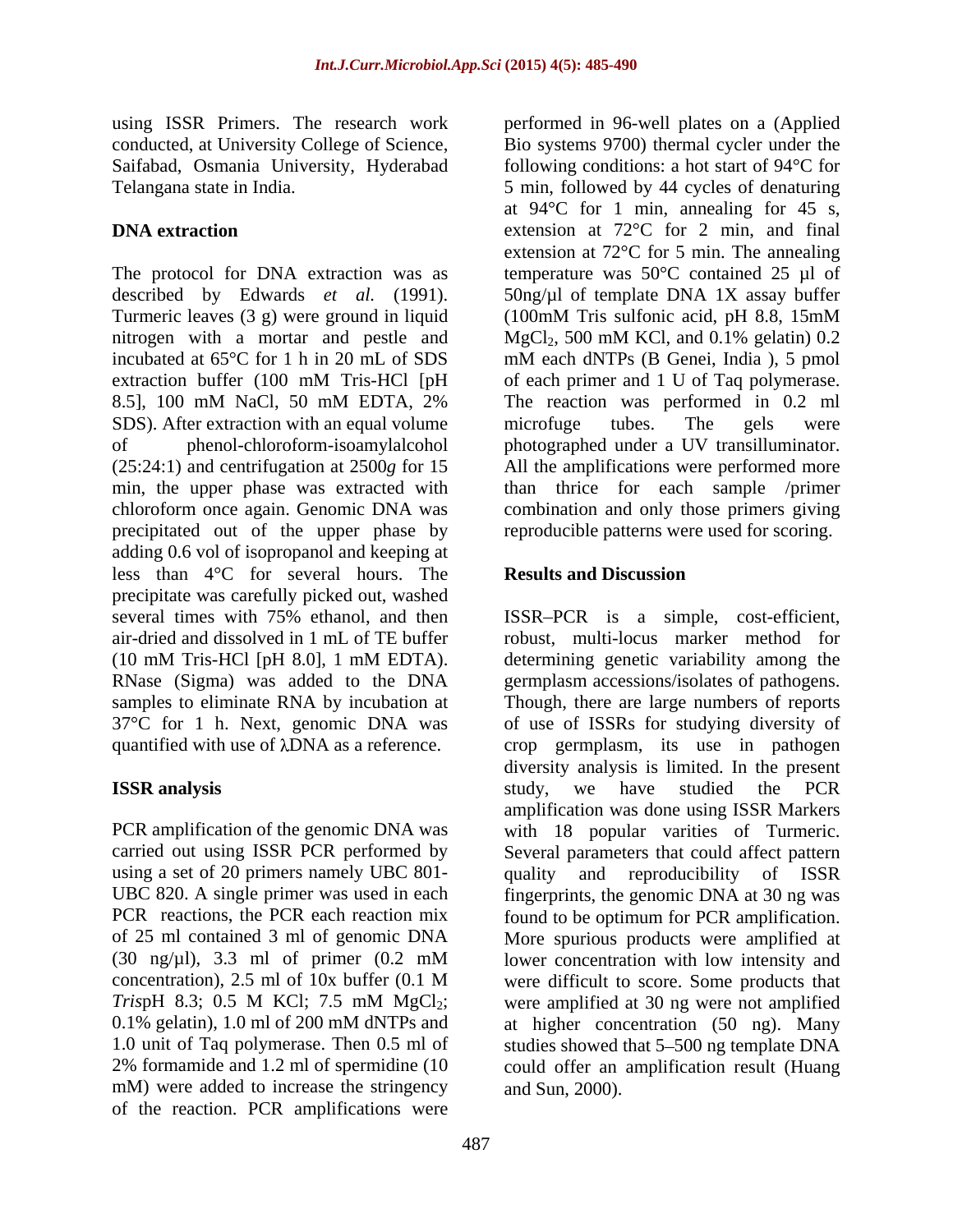using ISSR Primers. The research work conducted, at University College of Science, Saifabad, Osmania University, Hyderabad Telangana state in India.

## DNA extraction

The protocol for DNA extraction was as described by Edwards *et al.* (1991). Turmeric leaves (3 g) were ground in liquid nitrogen with a mortar and pestle and incubated at 65°C for 1 h in 20 mL of SDS extraction buffer (100 mM Tris-HCl [pH 8.5], 100 mM NaCl, 50 mM EDTA, 2% SDS). After extraction with an equal volume of phenol-chloroform-isoamylalcohol (25:24:1) and centrifugation at 2500*g* for 15 min, the upper phase was extracted with chloroform once again. Genomic DNA was precipitated out of the upper phase by adding 0.6 vol of isopropanol and keeping at less than 4°C for several hours. The precipitate was carefully picked out, washed several times with 75% ethanol, and then air-dried and dissolved in 1 mL of TE buffer (10 mM Tris-HCl [pH 8.0], 1 mM EDTA). RNase (Sigma) was added to the DNA samples to eliminate RNA by incubation at 37°C for 1 h. Next, genomic DNA was quantified with use of λDNA as a reference.

## ISSR analysis

PCR amplification of the genomic DNA was carried out using ISSR PCR performed by using a set of 20 primers namely UBC 801-UBC 820. A single primer was used in each PCR reactions, the PCR each reaction mix of 25 ml contained 3 ml of genomic DNA (30 ng/µl), 3.3 ml of primer (0.2 mM concentration), 2.5 ml of 10x buffer (0.1 M *Tris*pH 8.3; 0.5 M KCl; 7.5 mM $MgCl_2$; 0.1% gelatin), 1.0 ml of 200 mM dNTPs and 1.0 unit of Taq polymerase. Then 0.5 ml of 2% formamide and 1.2 ml of spermidine (10 mM) were added to increase the stringency of the reaction. PCR amplifications were performed in 96-well plates on a (Applied Bio systems 9700) thermal cycler under the following conditions: a hot start of 94°C for 5 min, followed by 44 cycles of denaturing at 94°C for 1 min, annealing for 45 s, extension at 72°C for 2 min, and final extension at 72°C for 5 min. The annealing temperature was 50°C contained 25 µl of 50ng/µl of template DNA 1X assay buffer (100mM Tris sulfonic acid, pH 8.8, 15mM $MgCl_2$, 500 mM KCl, and 0.1% gelatin) 0.2 mM each dNTPs (B Genei, India ), 5 pmol of each primer and 1 U of Taq polymerase. The reaction was performed in 0.2 ml microfuge tubes. The gels were photographed under a UV transilluminator. All the amplifications were performed more than thrice for each sample /primer combination and only those primers giving reproducible patterns were used for scoring.

## Results and Discussion

ISSR–PCR is a simple, cost-efficient, robust, multi-locus marker method for determining genetic variability among the germplasm accessions/isolates of pathogens. Though, there are large numbers of reports of use of ISSRs for studying diversity of crop germplasm, its use in pathogen diversity analysis is limited. In the present study, we have studied the PCR amplification was done using ISSR Markers with 18 popular varities of Turmeric. Several parameters that could affect pattern quality and reproducibility of ISSR fingerprints, the genomic DNA at 30 ng was found to be optimum for PCR amplification. More spurious products were amplified at lower concentration with low intensity and were difficult to score. Some products that were amplified at 30 ng were not amplified at higher concentration (50 ng). Many studies showed that 5–500 ng template DNA could offer an amplification result (Huang and Sun, 2000).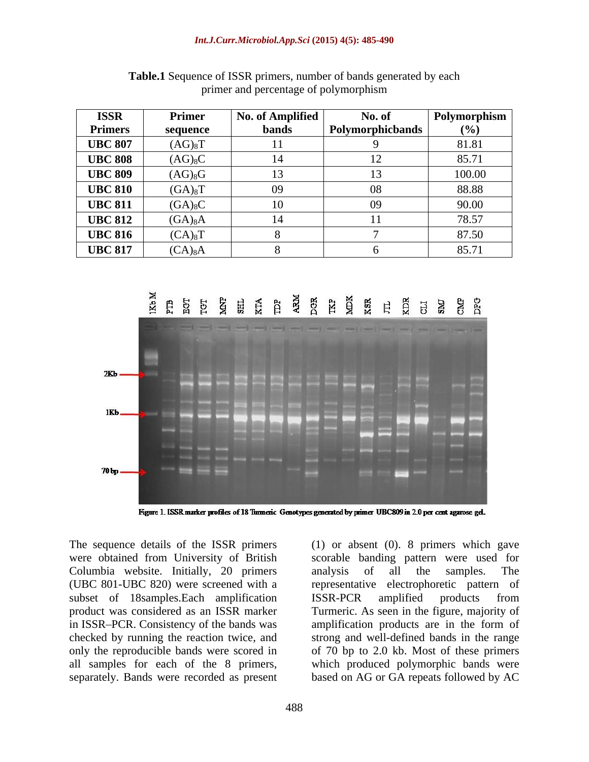**Table.1** Sequence of ISSR primers, number of bands generated by each primer and percentage of polymorphism

| ISSR Primers | Primer sequence | No. of Amplified bands | No. of Polymorphicbands | Polymorphism (%) |
|---|---|---|---|---|
| **UBC 807** | $(AG)_8T$ | 11 | 9 | 81.81 |
| **UBC 808** | $(AG)_8C$ | 14 | 12 | 85.71 |
| **UBC 809** | $(AG)_8G$ | 13 | 13 | 100.00 |
| **UBC 810** | $(GA)_8T$ | 09 | 08 | 88.88 |
| **UBC 811** | $(GA)_8C$ | 10 | 09 | 90.00 |
| **UBC 812** | $(GA)_8A$ | 14 | 11 | 78.57 |
| **UBC 816** | $(CA)_8T$ | 8 | 7 | 87.50 |
| **UBC 817** | $(CA)_8A$ | 8 | 6 | 85.71 |

Figure 1. ISSR marker profiles of 18 Turmeric Genotypes generated by primer UBC809 in 2.0 per cent agarose gel.

The sequence details of the ISSR primers were obtained from University of British Columbia website. Initially, 20 primers (UBC 801-UBC 820) were screened with a subset of 18samples.Each amplification product was considered as an ISSR marker in ISSR–PCR. Consistency of the bands was checked by running the reaction twice, and only the reproducible bands were scored in all samples for each of the 8 primers, separately. Bands were recorded as present (1) or absent (0). 8 primers which gave scorable banding pattern were used for analysis of all the samples. The representative electrophoretic pattern of ISSR-PCR amplified products from Turmeric. As seen in the figure, majority of amplification products are in the form of strong and well-defined bands in the range of 70 bp to 2.0 kb. Most of these primers which produced polymorphic bands were based on AG or GA repeats followed by AC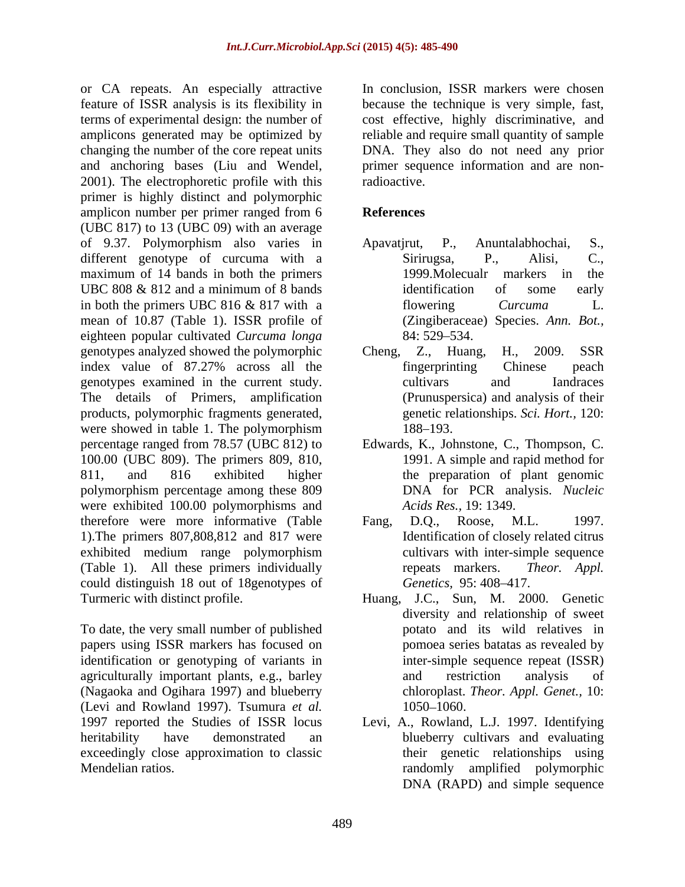or CA repeats. An especially attractive feature of ISSR analysis is its flexibility in terms of experimental design: the number of amplicons generated may be optimized by changing the number of the core repeat units and anchoring bases (Liu and Wendel, 2001). The electrophoretic profile with this primer is highly distinct and polymorphic amplicon number per primer ranged from 6 (UBC 817) to 13 (UBC 09) with an average of 9.37. Polymorphism also varies in different genotype of curcuma with a maximum of 14 bands in both the primers UBC 808 & 812 and a minimum of 8 bands in both the primers UBC 816 & 817 with a mean of 10.87 (Table 1). ISSR profile of eighteen popular cultivated *Curcuma longa* genotypes analyzed showed the polymorphic index value of 87.27% across all the genotypes examined in the current study. The details of Primers, amplification products, polymorphic fragments generated, were showed in table 1. The polymorphism percentage ranged from 78.57 (UBC 812) to 100.00 (UBC 809). The primers 809, 810, 811, and 816 exhibited higher polymorphism percentage among these 809 were exhibited 100.00 polymorphisms and therefore were more informative (Table 1).The primers 807,808,812 and 817 were exhibited medium range polymorphism (Table 1). All these primers individually could distinguish 18 out of 18genotypes of Turmeric with distinct profile.

To date, the very small number of published papers using ISSR markers has focused on identification or genotyping of variants in agriculturally important plants, e.g., barley (Nagaoka and Ogihara 1997) and blueberry (Levi and Rowland 1997). Tsumura *et al.* 1997 reported the Studies of ISSR locus heritability have demonstrated an exceedingly close approximation to classic Mendelian ratios.

In conclusion, ISSR markers were chosen because the technique is very simple, fast, cost effective, highly discriminative, and reliable and require small quantity of sample DNA. They also do not need any prior primer sequence information and are non-radioactive.

## References

Apavatjrut, P., Anuntalabhochai, S., Sirirugsa, P., Alisi, C., 1999.Molecualr markers in the identification of some early flowering *Curcuma* L. (Zingiberaceae) Species. *Ann. Bot.,* 84: 529–534.

Cheng, Z., Huang, H., 2009. SSR fingerprinting Chinese peach cultivars and Iandraces (Prunuspersica) and analysis of their genetic relationships. *Sci. Hort.,* 120: 188–193.

Edwards, K., Johnstone, C., Thompson, C. 1991. A simple and rapid method for the preparation of plant genomic DNA for PCR analysis. *Nucleic Acids Res.,* 19: 1349.

Fang, D.Q., Roose, M.L. 1997. Identification of closely related citrus cultivars with inter-simple sequence repeats markers. *Theor. Appl. Genetics,* 95: 408–417.

Huang, J.C., Sun, M. 2000. Genetic diversity and relationship of sweet potato and its wild relatives in pomoea series batatas as revealed by inter-simple sequence repeat (ISSR) and restriction analysis of chloroplast. *Theor. Appl. Genet.,* 10: 1050–1060.

Levi, A., Rowland, L.J. 1997. Identifying blueberry cultivars and evaluating their genetic relationships using randomly amplified polymorphic DNA (RAPD) and simple sequence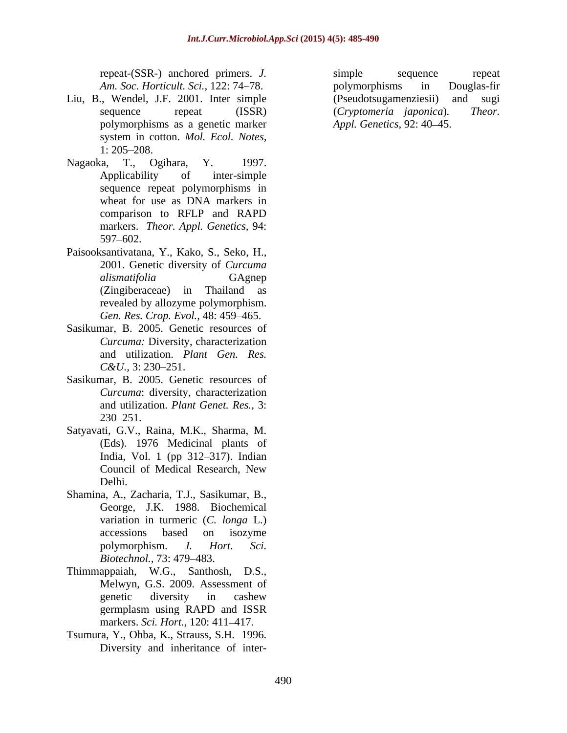repeat-(SSR-) anchored primers. *J. Am. Soc. Horticult. Sci.,* 122: 74–78.

Liu, B., Wendel, J.F. 2001. Inter simple sequence repeat (ISSR) polymorphisms as a genetic marker system in cotton. *Mol. Ecol. Notes*, 1: 205–208.

Nagaoka, T., Ogihara, Y. 1997. Applicability of inter-simple sequence repeat polymorphisms in wheat for use as DNA markers in comparison to RFLP and RAPD markers. *Theor. Appl. Genetics*, 94: 597–602.

Paisooksantivatana, Y., Kako, S., Seko, H., 2001. Genetic diversity of *Curcuma alismatifolia* GAgnep (Zingiberaceae) in Thailand as revealed by allozyme polymorphism. *Gen. Res. Crop. Evol.,* 48: 459–465.

Sasikumar, B. 2005. Genetic resources of *Curcuma:* Diversity, characterization and utilization. *Plant Gen. Res. C&U.,* 3: 230–251.

Sasikumar, B. 2005. Genetic resources of *Curcuma*: diversity, characterization and utilization. *Plant Genet. Res.,* 3: 230–251.

Satyavati, G.V., Raina, M.K., Sharma, M. (Eds). 1976 Medicinal plants of India, Vol. 1 (pp 312–317). Indian Council of Medical Research, New Delhi.

Shamina, A., Zacharia, T.J., Sasikumar, B., George, J.K. 1988. Biochemical variation in turmeric (*C. longa* L.) accessions based on isozyme polymorphism. *J. Hort. Sci. Biotechnol.,* 73: 479–483.

Thimmappaiah, W.G., Santhosh, D.S., Melwyn, G.S. 2009. Assessment of genetic diversity in cashew germplasm using RAPD and ISSR markers. *Sci. Hort.,* 120: 411–417.

Tsumura, Y., Ohba, K., Strauss, S.H. 1996. Diversity and inheritance of inter-simple sequence repeat polymorphisms in Douglas-fir (Pseudotsugamenziesii) and sugi (*Cryptomeria japonica*). *Theor. Appl. Genetics*, 92: 40–45.